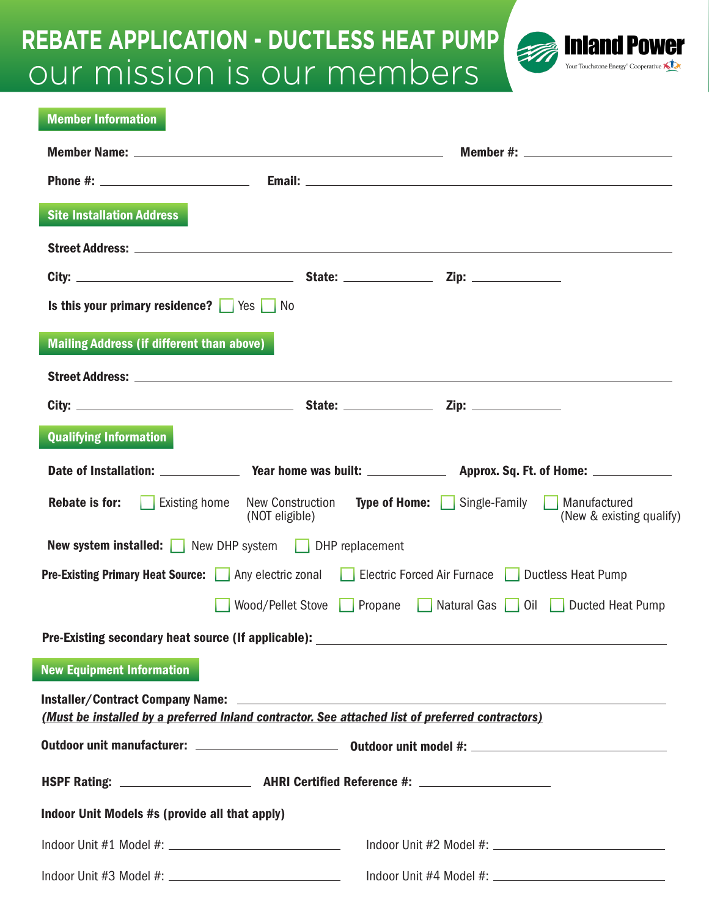# REBATE APPLICATION - DUCTLESS HEAT PUMP

## our mission is our members

Inland Power
Your Touchstone Energy® Cooperative

## Member Information

**Member Name:** ______________________________ **Member #:** ____________________

**Phone #:** ____________________ **Email:** ______________________________

## Site Installation Address

**Street Address:** ______________________________

**City:** ____________________ **State:** ____________ **Zip:** ____________

**Is this your primary residence?** ☐ Yes ☐ No

## Mailing Address (if different than above)

**Street Address:** ______________________________

**City:** ____________________ **State:** ____________ **Zip:** ____________

## Qualifying Information

**Date of Installation:** ____________ **Year home was built:** ____________ **Approx. Sq. Ft. of Home:** ____________

**Rebate is for:** ☐ Existing home New Construction (NOT eligible) **Type of Home:** ☐ Single-Family ☐ Manufactured (New & existing qualify)

**New system installed:** ☐ New DHP system ☐ DHP replacement

**Pre-Existing Primary Heat Source:** ☐ Any electric zonal ☐ Electric Forced Air Furnace ☐ Ductless Heat Pump ☐ Wood/Pellet Stove ☐ Propane ☐ Natural Gas ☐ Oil ☐ Ducted Heat Pump

**Pre-Existing secondary heat source (If applicable):** ______________________________

## New Equipment Information

**Installer/Contract Company Name:** ______________________________

***(Must be installed by a preferred Inland contractor. See attached list of preferred contractors)***

**Outdoor unit manufacturer:** ____________________ **Outdoor unit model #:** ____________________

**HSPF Rating:** ____________________ **AHRI Certified Reference #:** ____________________

**Indoor Unit Models #s (provide all that apply)**

Indoor Unit #1 Model #: ____________________ Indoor Unit #2 Model #: ____________________

Indoor Unit #3 Model #: ____________________ Indoor Unit #4 Model #: ____________________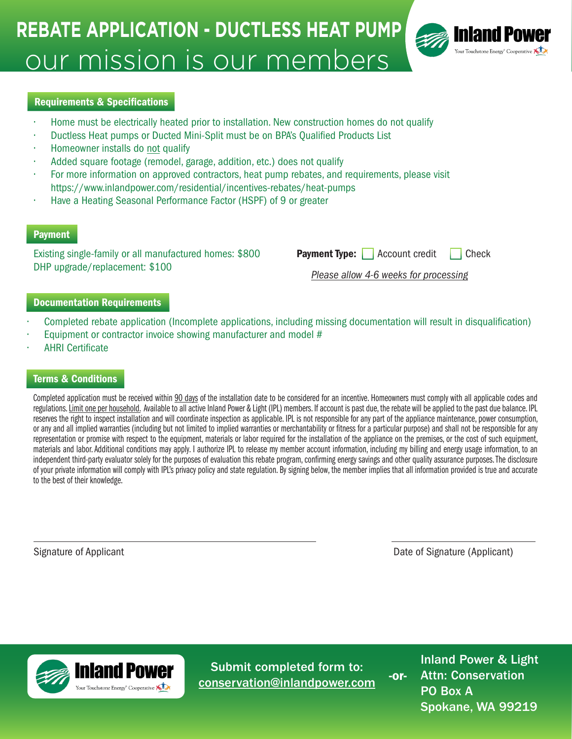# REBATE APPLICATION - DUCTLESS HEAT PUMP

our mission is our members

Inland Power

Your Touchstone Energy® Cooperative

## Requirements & Specifications

- Home must be electrically heated prior to installation. New construction homes do not qualify
- Ductless Heat pumps or Ducted Mini-Split must be on BPA's Qualified Products List
- Homeowner installs do not qualify
- Added square footage (remodel, garage, addition, etc.) does not qualify
- For more information on approved contractors, heat pump rebates, and requirements, please visit https://www.inlandpower.com/residential/incentives-rebates/heat-pumps
- Have a Heating Seasonal Performance Factor (HSPF) of 9 or greater

## Payment

Existing single-family or all manufactured homes: $800
DHP upgrade/replacement: $100

**Payment Type:** ☐ Account credit ☐ Check

*Please allow 4-6 weeks for processing*

## Documentation Requirements

- Completed rebate application (Incomplete applications, including missing documentation will result in disqualification)
- Equipment or contractor invoice showing manufacturer and model #
- AHRI Certificate

## Terms & Conditions

Completed application must be received within 90 days of the installation date to be considered for an incentive. Homeowners must comply with all applicable codes and regulations. Limit one per household. Available to all active Inland Power & Light (IPL) members. If account is past due, the rebate will be applied to the past due balance. IPL reserves the right to inspect installation and will coordinate inspection as applicable. IPL is not responsible for any part of the appliance maintenance, power consumption, or any and all implied warranties (including but not limited to implied warranties or merchantability or fitness for a particular purpose) and shall not be responsible for any representation or promise with respect to the equipment, materials or labor required for the installation of the appliance on the premises, or the cost of such equipment, materials and labor. Additional conditions may apply. I authorize IPL to release my member account information, including my billing and energy usage information, to an independent third-party evaluator solely for the purposes of evaluation this rebate program, confirming energy savings and other quality assurance purposes. The disclosure of your private information will comply with IPL's privacy policy and state regulation. By signing below, the member implies that all information provided is true and accurate to the best of their knowledge.

Signature of Applicant ______________________ Date of Signature (Applicant) ______________________

Inland Power

Your Touchstone Energy® Cooperative

Submit completed form to: conservation@inlandpower.com

-or-

Inland Power & Light
Attn: Conservation
PO Box A
Spokane, WA 99219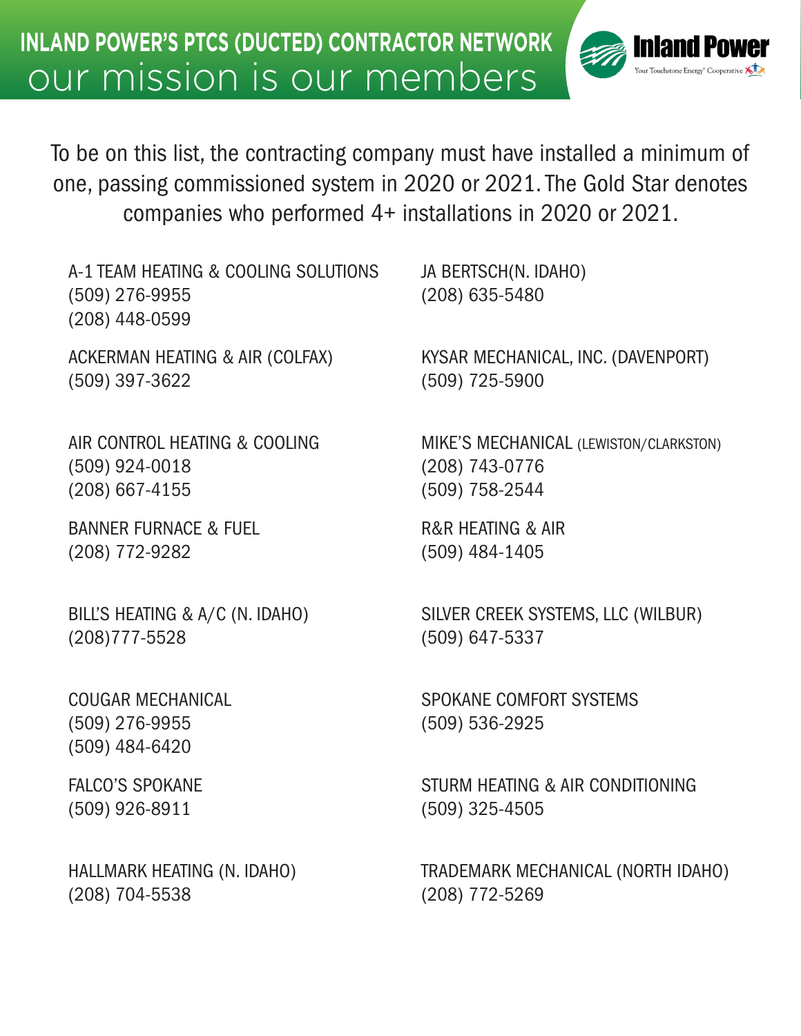# INLAND POWER'S PTCS (DUCTED) CONTRACTOR NETWORK

## our mission is our members

Inland Power
Your Touchstone Energy® Cooperative

To be on this list, the contracting company must have installed a minimum of one, passing commissioned system in 2020 or 2021. The Gold Star denotes companies who performed 4+ installations in 2020 or 2021.

A-1 TEAM HEATING & COOLING SOLUTIONS
(509) 276-9955
(208) 448-0599

ACKERMAN HEATING & AIR (COLFAX)
(509) 397-3622

AIR CONTROL HEATING & COOLING
(509) 924-0018
(208) 667-4155

BANNER FURNACE & FUEL
(208) 772-9282

BILL'S HEATING & A/C (N. IDAHO)
(208)777-5528

COUGAR MECHANICAL
(509) 276-9955
(509) 484-6420

FALCO'S SPOKANE
(509) 926-8911

HALLMARK HEATING (N. IDAHO)
(208) 704-5538

JA BERTSCH(N. IDAHO)
(208) 635-5480

KYSAR MECHANICAL, INC. (DAVENPORT)
(509) 725-5900

MIKE'S MECHANICAL (LEWISTON/CLARKSTON)
(208) 743-0776
(509) 758-2544

R&R HEATING & AIR
(509) 484-1405

SILVER CREEK SYSTEMS, LLC (WILBUR)
(509) 647-5337

SPOKANE COMFORT SYSTEMS
(509) 536-2925

STURM HEATING & AIR CONDITIONING
(509) 325-4505

TRADEMARK MECHANICAL (NORTH IDAHO)
(208) 772-5269